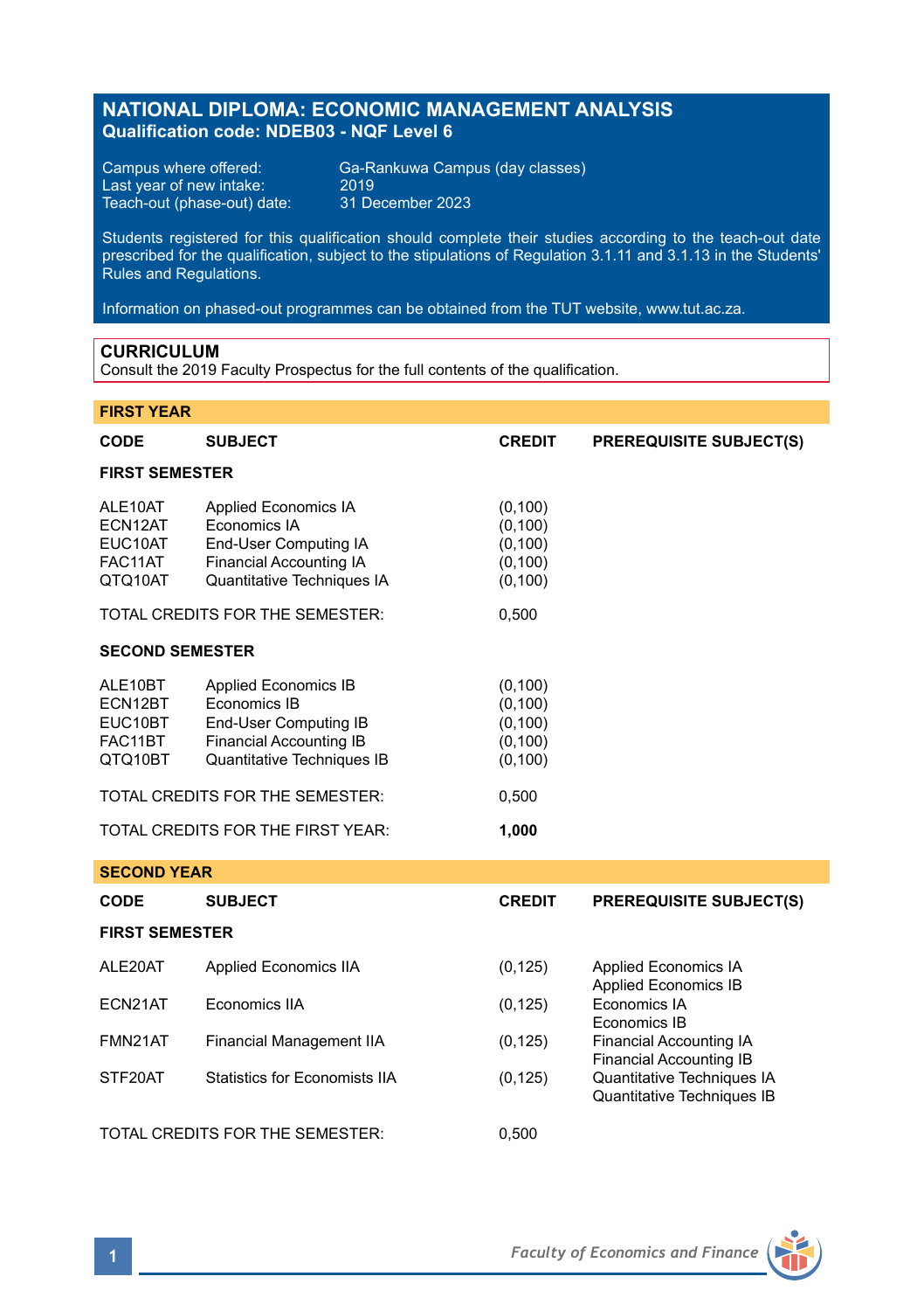# NATIONAL DIPLOMA: ECONOMIC MANAGEMENT ANALYSIS
**Qualification code: NDEB03 - NQF Level 6**

Campus where offered: Ga-Rankuwa Campus (day classes)
Last year of new intake: 2019
Teach-out (phase-out) date: 31 December 2023

Students registered for this qualification should complete their studies according to the teach-out date prescribed for the qualification, subject to the stipulations of Regulation 3.1.11 and 3.1.13 in the Students' Rules and Regulations.

Information on phased-out programmes can be obtained from the TUT website, www.tut.ac.za.

## CURRICULUM
Consult the 2019 Faculty Prospectus for the full contents of the qualification.

### FIRST YEAR

| CODE | SUBJECT | CREDIT | PREREQUISITE SUBJECT(S) |
|---|---|---|---|
| **FIRST SEMESTER** | | | |
| ALE10AT | Applied Economics IA | (0,100) | |
| ECN12AT | Economics IA | (0,100) | |
| EUC10AT | End-User Computing IA | (0,100) | |
| FAC11AT | Financial Accounting IA | (0,100) | |
| QTQ10AT | Quantitative Techniques IA | (0,100) | |
| TOTAL CREDITS FOR THE SEMESTER: | | 0,500 | |
| **SECOND SEMESTER** | | | |
| ALE10BT | Applied Economics IB | (0,100) | |
| ECN12BT | Economics IB | (0,100) | |
| EUC10BT | End-User Computing IB | (0,100) | |
| FAC11BT | Financial Accounting IB | (0,100) | |
| QTQ10BT | Quantitative Techniques IB | (0,100) | |
| TOTAL CREDITS FOR THE SEMESTER: | | 0,500 | |
| TOTAL CREDITS FOR THE FIRST YEAR: | | **1,000** | |

### SECOND YEAR

| CODE | SUBJECT | CREDIT | PREREQUISITE SUBJECT(S) |
|---|---|---|---|
| **FIRST SEMESTER** | | | |
| ALE20AT | Applied Economics IIA | (0,125) | Applied Economics IA<br>Applied Economics IB |
| ECN21AT | Economics IIA | (0,125) | Economics IA<br>Economics IB |
| FMN21AT | Financial Management IIA | (0,125) | Financial Accounting IA<br>Financial Accounting IB |
| STF20AT | Statistics for Economists IIA | (0,125) | Quantitative Techniques IA<br>Quantitative Techniques IB |
| TOTAL CREDITS FOR THE SEMESTER: | | 0,500 | |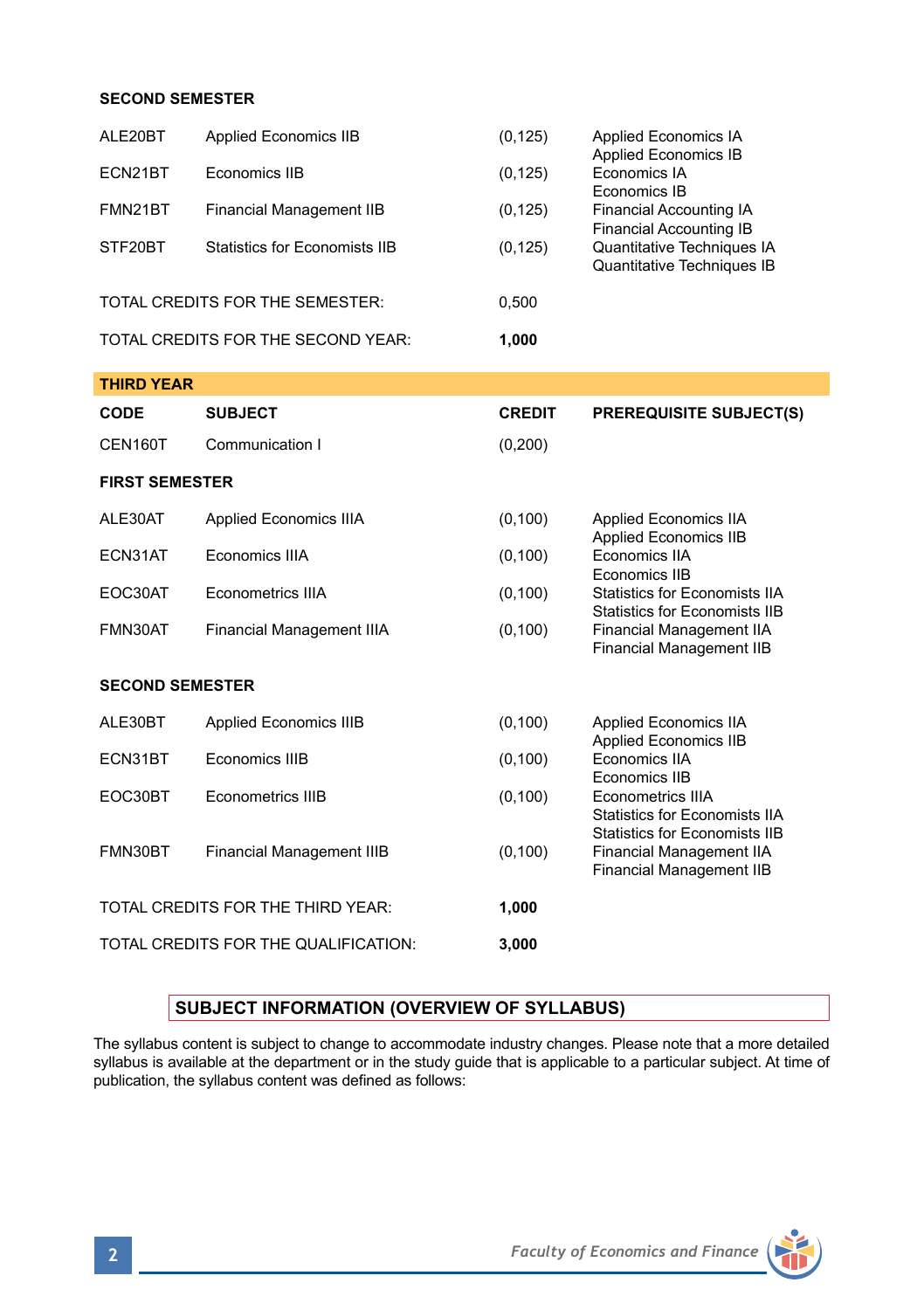**SECOND SEMESTER**

| | | | |
|---|---|---|---|
| ALE20BT | Applied Economics IIB | (0,125) | Applied Economics IA<br>Applied Economics IB |
| ECN21BT | Economics IIB | (0,125) | Economics IA<br>Economics IB |
| FMN21BT | Financial Management IIB | (0,125) | Financial Accounting IA<br>Financial Accounting IB |
| STF20BT | Statistics for Economists IIB | (0,125) | Quantitative Techniques IA<br>Quantitative Techniques IB |

TOTAL CREDITS FOR THE SEMESTER: 0,500

TOTAL CREDITS FOR THE SECOND YEAR: **1,000**

## THIRD YEAR

| CODE | SUBJECT | CREDIT | PREREQUISITE SUBJECT(S) |
|---|---|---|---|
| CEN160T | Communication I | (0,200) | |
| **FIRST SEMESTER** | | | |
| ALE30AT | Applied Economics IIIA | (0,100) | Applied Economics IIA<br>Applied Economics IIB |
| ECN31AT | Economics IIIA | (0,100) | Economics IIA<br>Economics IIB |
| EOC30AT | Econometrics IIIA | (0,100) | Statistics for Economists IIA<br>Statistics for Economists IIB |
| FMN30AT | Financial Management IIIA | (0,100) | Financial Management IIA<br>Financial Management IIB |
| **SECOND SEMESTER** | | | |
| ALE30BT | Applied Economics IIIB | (0,100) | Applied Economics IIA<br>Applied Economics IIB |
| ECN31BT | Economics IIIB | (0,100) | Economics IIA<br>Economics IIB |
| EOC30BT | Econometrics IIIB | (0,100) | Econometrics IIIA<br>Statistics for Economists IIA<br>Statistics for Economists IIB |
| FMN30BT | Financial Management IIIB | (0,100) | Financial Management IIA<br>Financial Management IIB |

TOTAL CREDITS FOR THE THIRD YEAR: **1,000**

TOTAL CREDITS FOR THE QUALIFICATION: **3,000**

## SUBJECT INFORMATION (OVERVIEW OF SYLLABUS)

The syllabus content is subject to change to accommodate industry changes. Please note that a more detailed syllabus is available at the department or in the study guide that is applicable to a particular subject. At time of publication, the syllabus content was defined as follows: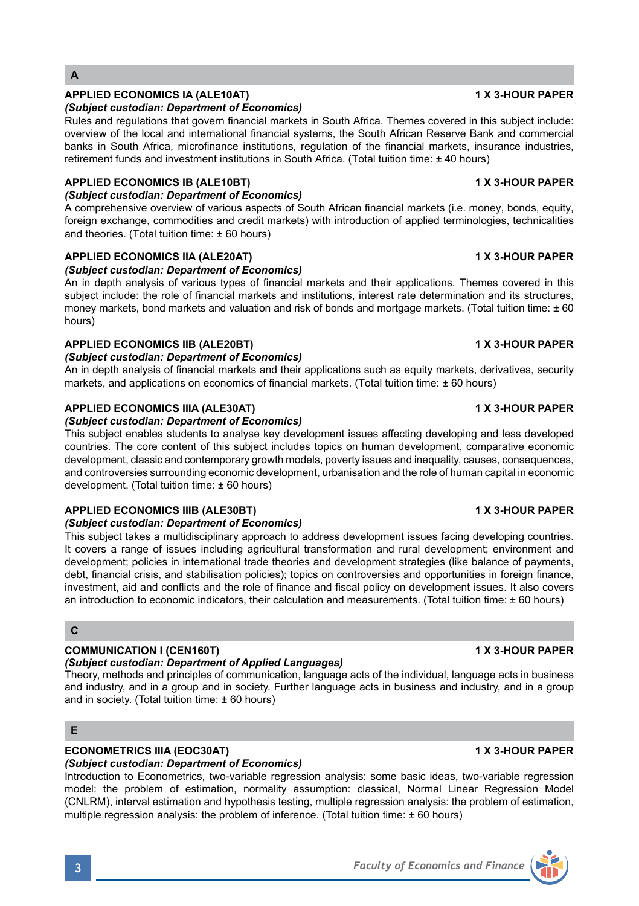## A

### APPLIED ECONOMICS IA (ALE10AT) — 1 X 3-HOUR PAPER

*(Subject custodian: Department of Economics)*

Rules and regulations that govern financial markets in South Africa. Themes covered in this subject include: overview of the local and international financial systems, the South African Reserve Bank and commercial banks in South Africa, microfinance institutions, regulation of the financial markets, insurance industries, retirement funds and investment institutions in South Africa. (Total tuition time: ± 40 hours)

### APPLIED ECONOMICS IB (ALE10BT) — 1 X 3-HOUR PAPER

*(Subject custodian: Department of Economics)*

A comprehensive overview of various aspects of South African financial markets (i.e. money, bonds, equity, foreign exchange, commodities and credit markets) with introduction of applied terminologies, technicalities and theories. (Total tuition time: ± 60 hours)

### APPLIED ECONOMICS IIA (ALE20AT) — 1 X 3-HOUR PAPER

*(Subject custodian: Department of Economics)*

An in depth analysis of various types of financial markets and their applications. Themes covered in this subject include: the role of financial markets and institutions, interest rate determination and its structures, money markets, bond markets and valuation and risk of bonds and mortgage markets. (Total tuition time: ± 60 hours)

### APPLIED ECONOMICS IIB (ALE20BT) — 1 X 3-HOUR PAPER

*(Subject custodian: Department of Economics)*

An in depth analysis of financial markets and their applications such as equity markets, derivatives, security markets, and applications on economics of financial markets. (Total tuition time: ± 60 hours)

### APPLIED ECONOMICS IIIA (ALE30AT) — 1 X 3-HOUR PAPER

*(Subject custodian: Department of Economics)*

This subject enables students to analyse key development issues affecting developing and less developed countries. The core content of this subject includes topics on human development, comparative economic development, classic and contemporary growth models, poverty issues and inequality, causes, consequences, and controversies surrounding economic development, urbanisation and the role of human capital in economic development. (Total tuition time: ± 60 hours)

### APPLIED ECONOMICS IIIB (ALE30BT) — 1 X 3-HOUR PAPER

*(Subject custodian: Department of Economics)*

This subject takes a multidisciplinary approach to address development issues facing developing countries. It covers a range of issues including agricultural transformation and rural development; environment and development; policies in international trade theories and development strategies (like balance of payments, debt, financial crisis, and stabilisation policies); topics on controversies and opportunities in foreign finance, investment, aid and conflicts and the role of finance and fiscal policy on development issues. It also covers an introduction to economic indicators, their calculation and measurements. (Total tuition time: ± 60 hours)

## C

### COMMUNICATION I (CEN160T) — 1 X 3-HOUR PAPER

*(Subject custodian: Department of Applied Languages)*

Theory, methods and principles of communication, language acts of the individual, language acts in business and industry, and in a group and in society. Further language acts in business and industry, and in a group and in society. (Total tuition time: ± 60 hours)

## E

### ECONOMETRICS IIIA (EOC30AT) — 1 X 3-HOUR PAPER

*(Subject custodian: Department of Economics)*

Introduction to Econometrics, two-variable regression analysis: some basic ideas, two-variable regression model: the problem of estimation, normality assumption: classical, Normal Linear Regression Model (CNLRM), interval estimation and hypothesis testing, multiple regression analysis: the problem of estimation, multiple regression analysis: the problem of inference. (Total tuition time: ± 60 hours)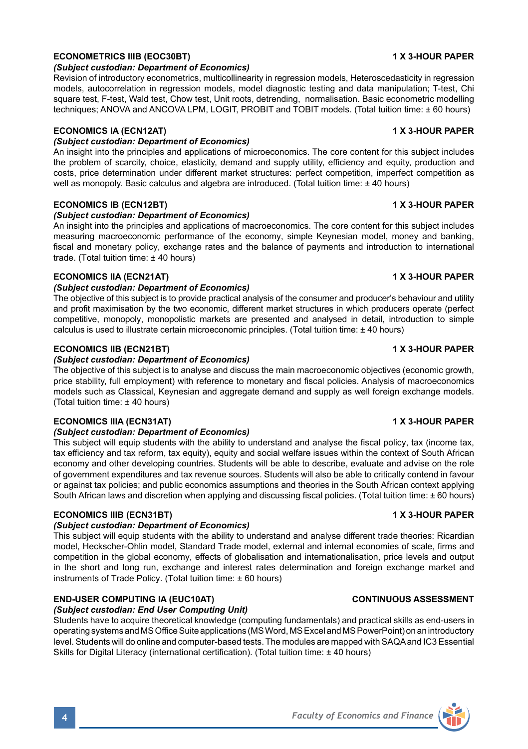**ECONOMETRICS IIIB (EOC30BT)** **1 X 3-HOUR PAPER**

***(Subject custodian: Department of Economics)***

Revision of introductory econometrics, multicollinearity in regression models, Heteroscedasticity in regression models, autocorrelation in regression models, model diagnostic testing and data manipulation; T-test, Chi square test, F-test, Wald test, Chow test, Unit roots, detrending, normalisation. Basic econometric modelling techniques; ANOVA and ANCOVA LPM, LOGIT, PROBIT and TOBIT models. (Total tuition time: ± 60 hours)

**ECONOMICS IA (ECN12AT)** **1 X 3-HOUR PAPER**

***(Subject custodian: Department of Economics)***

An insight into the principles and applications of microeconomics. The core content for this subject includes the problem of scarcity, choice, elasticity, demand and supply utility, efficiency and equity, production and costs, price determination under different market structures: perfect competition, imperfect competition as well as monopoly. Basic calculus and algebra are introduced. (Total tuition time: ± 40 hours)

**ECONOMICS IB (ECN12BT)** **1 X 3-HOUR PAPER**

***(Subject custodian: Department of Economics)***

An insight into the principles and applications of macroeconomics. The core content for this subject includes measuring macroeconomic performance of the economy, simple Keynesian model, money and banking, fiscal and monetary policy, exchange rates and the balance of payments and introduction to international trade. (Total tuition time: ± 40 hours)

**ECONOMICS IIA (ECN21AT)** **1 X 3-HOUR PAPER**

***(Subject custodian: Department of Economics)***

The objective of this subject is to provide practical analysis of the consumer and producer's behaviour and utility and profit maximisation by the two economic, different market structures in which producers operate (perfect competitive, monopoly, monopolistic markets are presented and analysed in detail, introduction to simple calculus is used to illustrate certain microeconomic principles. (Total tuition time: ± 40 hours)

**ECONOMICS IIB (ECN21BT)** **1 X 3-HOUR PAPER**

***(Subject custodian: Department of Economics)***

The objective of this subject is to analyse and discuss the main macroeconomic objectives (economic growth, price stability, full employment) with reference to monetary and fiscal policies. Analysis of macroeconomics models such as Classical, Keynesian and aggregate demand and supply as well foreign exchange models. (Total tuition time: ± 40 hours)

**ECONOMICS IIIA (ECN31AT)** **1 X 3-HOUR PAPER**

***(Subject custodian: Department of Economics)***

This subject will equip students with the ability to understand and analyse the fiscal policy, tax (income tax, tax efficiency and tax reform, tax equity), equity and social welfare issues within the context of South African economy and other developing countries. Students will be able to describe, evaluate and advise on the role of government expenditures and tax revenue sources. Students will also be able to critically contend in favour or against tax policies; and public economics assumptions and theories in the South African context applying South African laws and discretion when applying and discussing fiscal policies. (Total tuition time: ± 60 hours)

**ECONOMICS IIIB (ECN31BT)** **1 X 3-HOUR PAPER**

***(Subject custodian: Department of Economics)***

This subject will equip students with the ability to understand and analyse different trade theories: Ricardian model, Heckscher-Ohlin model, Standard Trade model, external and internal economies of scale, firms and competition in the global economy, effects of globalisation and internationalisation, price levels and output in the short and long run, exchange and interest rates determination and foreign exchange market and instruments of Trade Policy. (Total tuition time: ± 60 hours)

**END-USER COMPUTING IA (EUC10AT)** **CONTINUOUS ASSESSMENT**

***(Subject custodian: End User Computing Unit)***

Students have to acquire theoretical knowledge (computing fundamentals) and practical skills as end-users in operating systems and MS Office Suite applications (MS Word, MS Excel and MS PowerPoint) on an introductory level. Students will do online and computer-based tests. The modules are mapped with SAQA and IC3 Essential Skills for Digital Literacy (international certification). (Total tuition time: ± 40 hours)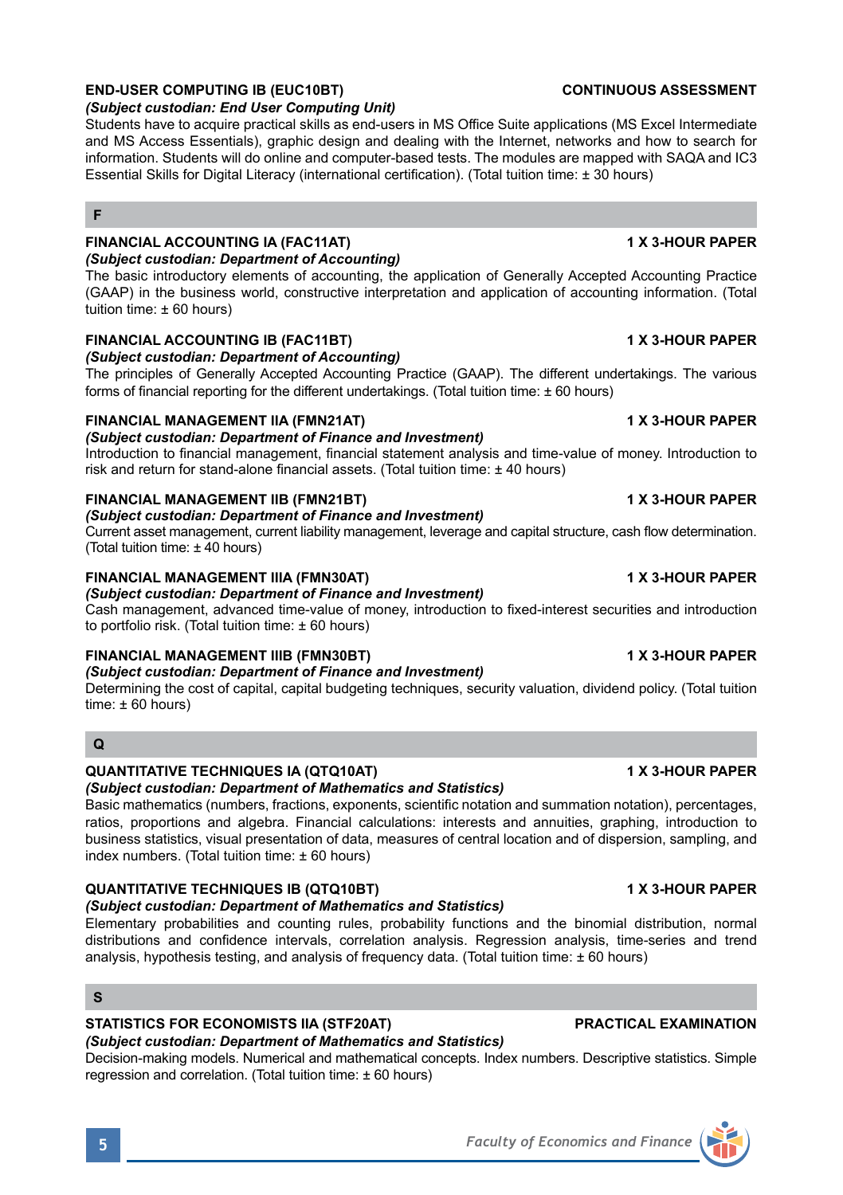**END-USER COMPUTING IB (EUC10BT)** **CONTINUOUS ASSESSMENT**
***(Subject custodian: End User Computing Unit)***
Students have to acquire practical skills as end-users in MS Office Suite applications (MS Excel Intermediate and MS Access Essentials), graphic design and dealing with the Internet, networks and how to search for information. Students will do online and computer-based tests. The modules are mapped with SAQA and IC3 Essential Skills for Digital Literacy (international certification). (Total tuition time: ± 30 hours)

## F

**FINANCIAL ACCOUNTING IA (FAC11AT)** **1 X 3-HOUR PAPER**
***(Subject custodian: Department of Accounting)***
The basic introductory elements of accounting, the application of Generally Accepted Accounting Practice (GAAP) in the business world, constructive interpretation and application of accounting information. (Total tuition time: ± 60 hours)

**FINANCIAL ACCOUNTING IB (FAC11BT)** **1 X 3-HOUR PAPER**
***(Subject custodian: Department of Accounting)***
The principles of Generally Accepted Accounting Practice (GAAP). The different undertakings. The various forms of financial reporting for the different undertakings. (Total tuition time: ± 60 hours)

**FINANCIAL MANAGEMENT IIA (FMN21AT)** **1 X 3-HOUR PAPER**
***(Subject custodian: Department of Finance and Investment)***
Introduction to financial management, financial statement analysis and time-value of money. Introduction to risk and return for stand-alone financial assets. (Total tuition time: ± 40 hours)

**FINANCIAL MANAGEMENT IIB (FMN21BT)** **1 X 3-HOUR PAPER**
***(Subject custodian: Department of Finance and Investment)***
Current asset management, current liability management, leverage and capital structure, cash flow determination. (Total tuition time: ± 40 hours)

**FINANCIAL MANAGEMENT IIIA (FMN30AT)** **1 X 3-HOUR PAPER**
***(Subject custodian: Department of Finance and Investment)***
Cash management, advanced time-value of money, introduction to fixed-interest securities and introduction to portfolio risk. (Total tuition time: ± 60 hours)

**FINANCIAL MANAGEMENT IIIB (FMN30BT)** **1 X 3-HOUR PAPER**
***(Subject custodian: Department of Finance and Investment)***
Determining the cost of capital, capital budgeting techniques, security valuation, dividend policy. (Total tuition time: ± 60 hours)

## Q

**QUANTITATIVE TECHNIQUES IA (QTQ10AT)** **1 X 3-HOUR PAPER**
***(Subject custodian: Department of Mathematics and Statistics)***
Basic mathematics (numbers, fractions, exponents, scientific notation and summation notation), percentages, ratios, proportions and algebra. Financial calculations: interests and annuities, graphing, introduction to business statistics, visual presentation of data, measures of central location and of dispersion, sampling, and index numbers. (Total tuition time: ± 60 hours)

**QUANTITATIVE TECHNIQUES IB (QTQ10BT)** **1 X 3-HOUR PAPER**
***(Subject custodian: Department of Mathematics and Statistics)***
Elementary probabilities and counting rules, probability functions and the binomial distribution, normal distributions and confidence intervals, correlation analysis. Regression analysis, time-series and trend analysis, hypothesis testing, and analysis of frequency data. (Total tuition time: ± 60 hours)

## S

**STATISTICS FOR ECONOMISTS IIA (STF20AT)** **PRACTICAL EXAMINATION**
***(Subject custodian: Department of Mathematics and Statistics)***
Decision-making models. Numerical and mathematical concepts. Index numbers. Descriptive statistics. Simple regression and correlation. (Total tuition time: ± 60 hours)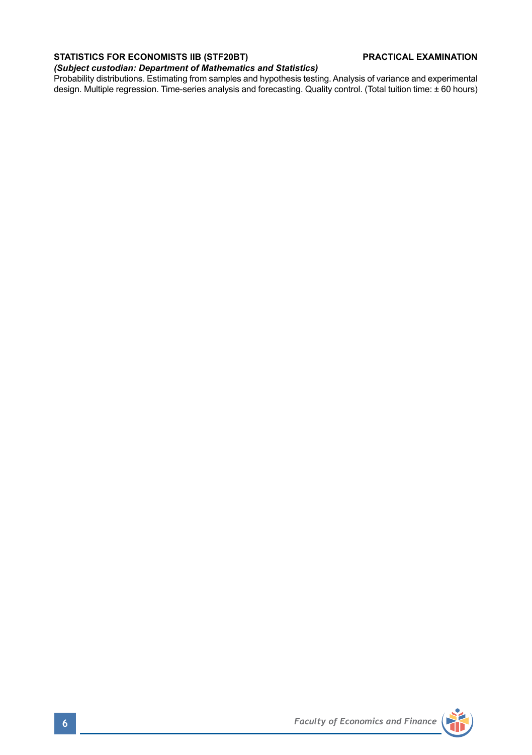**STATISTICS FOR ECONOMISTS IIB (STF20BT)** **PRACTICAL EXAMINATION**

***(Subject custodian: Department of Mathematics and Statistics)***

Probability distributions. Estimating from samples and hypothesis testing. Analysis of variance and experimental design. Multiple regression. Time-series analysis and forecasting. Quality control. (Total tuition time: ± 60 hours)